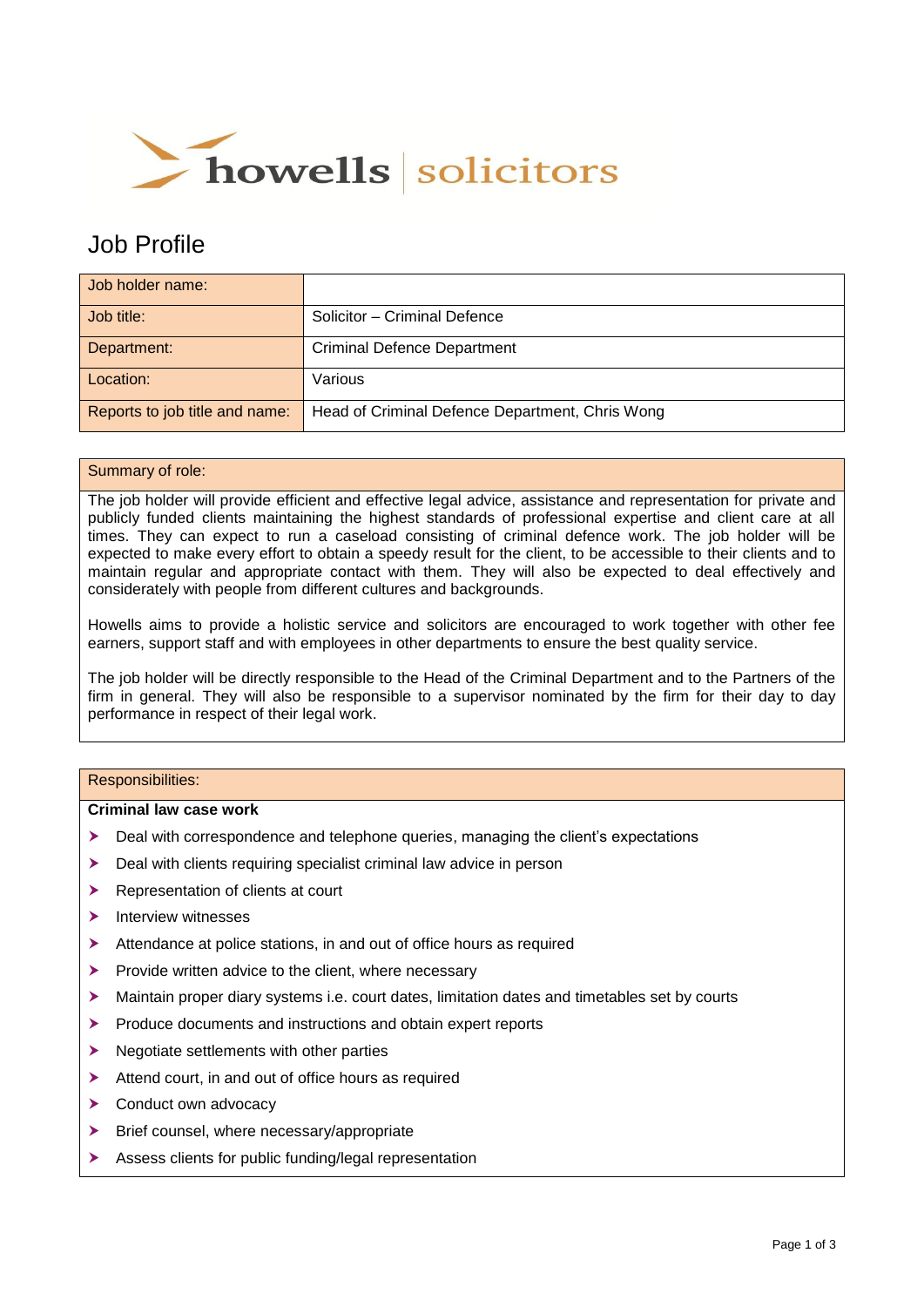howells | solicitors

# Job Profile

| Job holder name: | |
|---|---|
| Job title: | Solicitor – Criminal Defence |
| Department: | Criminal Defence Department |
| Location: | Various |
| Reports to job title and name: | Head of Criminal Defence Department, Chris Wong |

## Summary of role:

The job holder will provide efficient and effective legal advice, assistance and representation for private and publicly funded clients maintaining the highest standards of professional expertise and client care at all times. They can expect to run a caseload consisting of criminal defence work. The job holder will be expected to make every effort to obtain a speedy result for the client, to be accessible to their clients and to maintain regular and appropriate contact with them. They will also be expected to deal effectively and considerately with people from different cultures and backgrounds.

Howells aims to provide a holistic service and solicitors are encouraged to work together with other fee earners, support staff and with employees in other departments to ensure the best quality service.

The job holder will be directly responsible to the Head of the Criminal Department and to the Partners of the firm in general. They will also be responsible to a supervisor nominated by the firm for their day to day performance in respect of their legal work.

## Responsibilities:

**Criminal law case work**

- Deal with correspondence and telephone queries, managing the client's expectations
- Deal with clients requiring specialist criminal law advice in person
- Representation of clients at court
- Interview witnesses
- Attendance at police stations, in and out of office hours as required
- Provide written advice to the client, where necessary
- Maintain proper diary systems i.e. court dates, limitation dates and timetables set by courts
- Produce documents and instructions and obtain expert reports
- Negotiate settlements with other parties
- Attend court, in and out of office hours as required
- Conduct own advocacy
- Brief counsel, where necessary/appropriate
- Assess clients for public funding/legal representation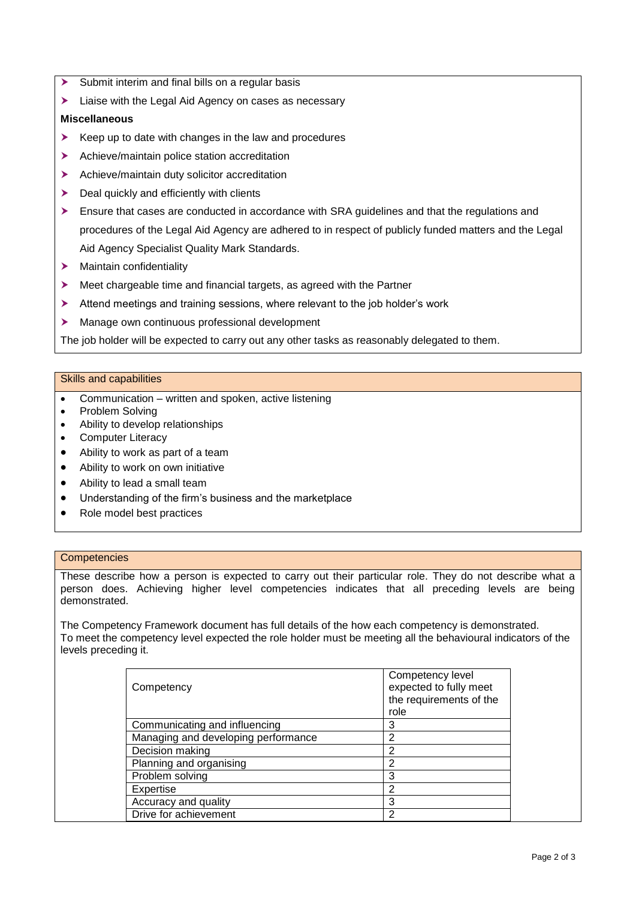- Submit interim and final bills on a regular basis
- Liaise with the Legal Aid Agency on cases as necessary

**Miscellaneous**

- Keep up to date with changes in the law and procedures
- Achieve/maintain police station accreditation
- Achieve/maintain duty solicitor accreditation
- Deal quickly and efficiently with clients
- Ensure that cases are conducted in accordance with SRA guidelines and that the regulations and procedures of the Legal Aid Agency are adhered to in respect of publicly funded matters and the Legal Aid Agency Specialist Quality Mark Standards.
- Maintain confidentiality
- Meet chargeable time and financial targets, as agreed with the Partner
- Attend meetings and training sessions, where relevant to the job holder's work
- Manage own continuous professional development

The job holder will be expected to carry out any other tasks as reasonably delegated to them.

## Skills and capabilities

- Communication – written and spoken, active listening
- Problem Solving
- Ability to develop relationships
- Computer Literacy
- Ability to work as part of a team
- Ability to work on own initiative
- Ability to lead a small team
- Understanding of the firm's business and the marketplace
- Role model best practices

## Competencies

These describe how a person is expected to carry out their particular role. They do not describe what a person does. Achieving higher level competencies indicates that all preceding levels are being demonstrated.

The Competency Framework document has full details of the how each competency is demonstrated. To meet the competency level expected the role holder must be meeting all the behavioural indicators of the levels preceding it.

| Competency | Competency level expected to fully meet the requirements of the role |
|---|---|
| Communicating and influencing | 3 |
| Managing and developing performance | 2 |
| Decision making | 2 |
| Planning and organising | 2 |
| Problem solving | 3 |
| Expertise | 2 |
| Accuracy and quality | 3 |
| Drive for achievement | 2 |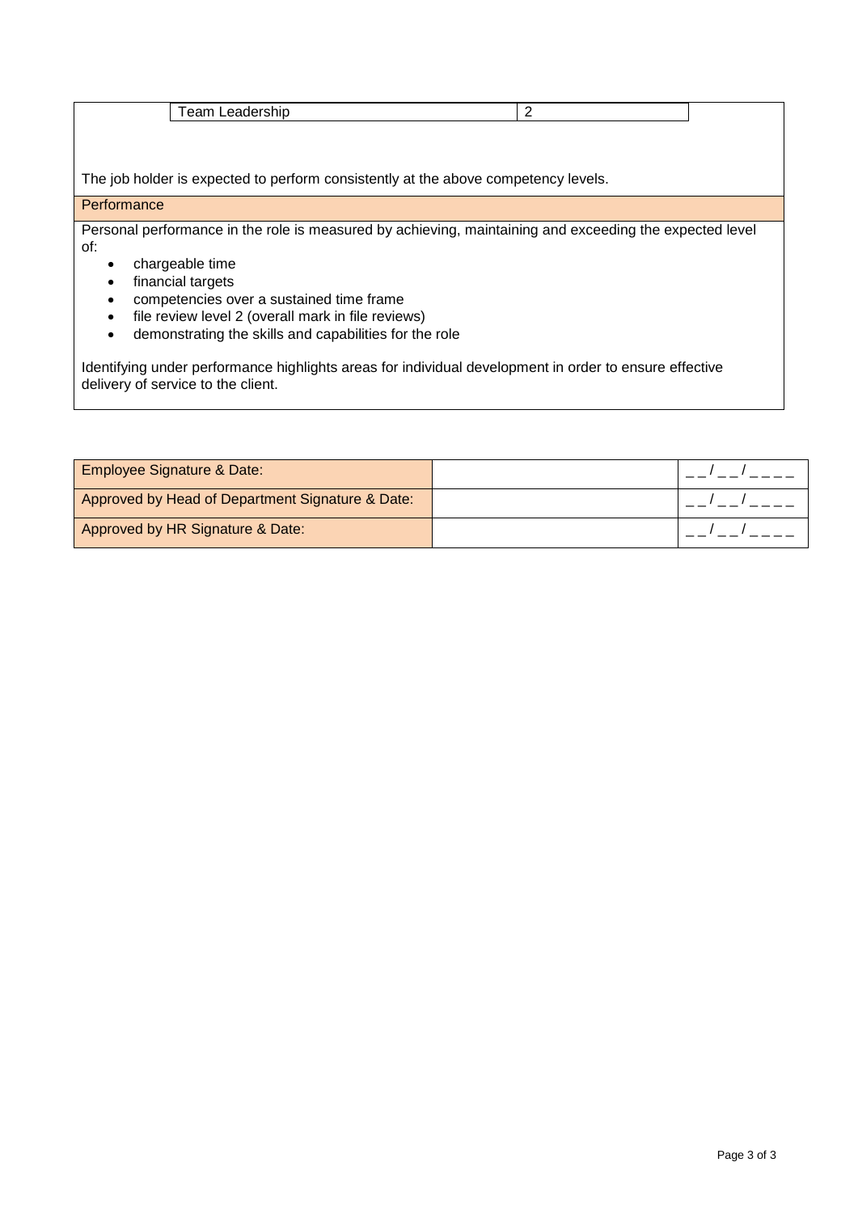| | |
|---|---|
| Team Leadership | 2 |

The job holder is expected to perform consistently at the above competency levels.

## Performance

Personal performance in the role is measured by achieving, maintaining and exceeding the expected level of:

- chargeable time
- financial targets
- competencies over a sustained time frame
- file review level 2 (overall mark in file reviews)
- demonstrating the skills and capabilities for the role

Identifying under performance highlights areas for individual development in order to ensure effective delivery of service to the client.

| | | |
|---|---|---|
| Employee Signature & Date: | | _ _ / _ _ / _ _ _ _ |
| Approved by Head of Department Signature & Date: | | _ _ / _ _ / _ _ _ _ |
| Approved by HR Signature & Date: | | _ _ / _ _ / _ _ _ _ |